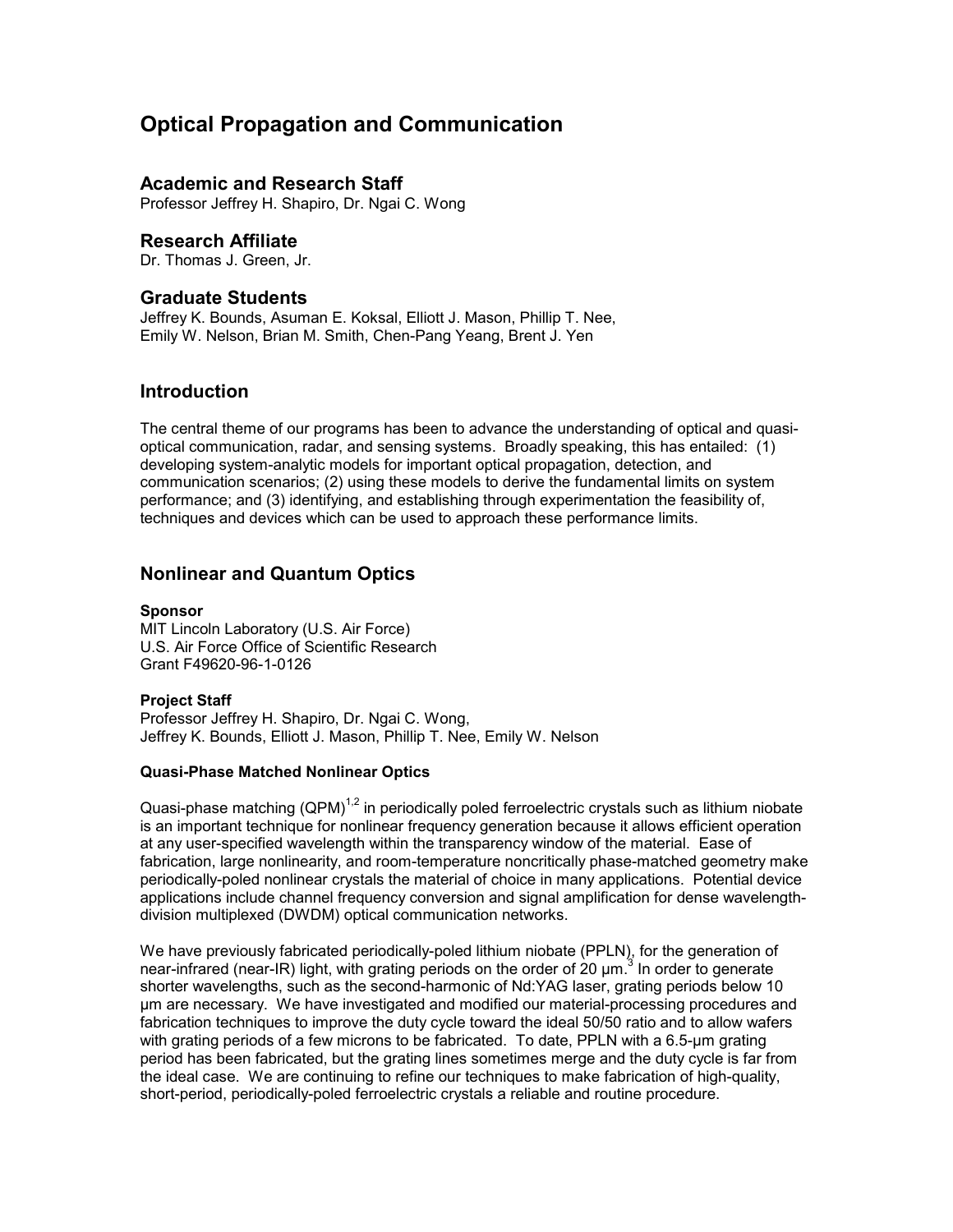# Optical Propagation and Communication

## Academic and Research Staff

Professor Jeffrey H. Shapiro, Dr. Ngai C. Wong

## Research Affiliate

Dr. Thomas J. Green, Jr.

## Graduate Students

Jeffrey K. Bounds, Asuman E. Koksal, Elliott J. Mason, Phillip T. Nee, Emily W. Nelson, Brian M. Smith, Chen-Pang Yeang, Brent J. Yen

## Introduction

The central theme of our programs has been to advance the understanding of optical and quasi-optical communication, radar, and sensing systems. Broadly speaking, this has entailed: (1) developing system-analytic models for important optical propagation, detection, and communication scenarios; (2) using these models to derive the fundamental limits on system performance; and (3) identifying, and establishing through experimentation the feasibility of, techniques and devices which can be used to approach these performance limits.

## Nonlinear and Quantum Optics

**Sponsor**

MIT Lincoln Laboratory (U.S. Air Force)
U.S. Air Force Office of Scientific Research
Grant F49620-96-1-0126

**Project Staff**

Professor Jeffrey H. Shapiro, Dr. Ngai C. Wong,
Jeffrey K. Bounds, Elliott J. Mason, Phillip T. Nee, Emily W. Nelson

### Quasi-Phase Matched Nonlinear Optics

Quasi-phase matching (QPM)[1,2] in periodically poled ferroelectric crystals such as lithium niobate is an important technique for nonlinear frequency generation because it allows efficient operation at any user-specified wavelength within the transparency window of the material. Ease of fabrication, large nonlinearity, and room-temperature noncritically phase-matched geometry make periodically-poled nonlinear crystals the material of choice in many applications. Potential device applications include channel frequency conversion and signal amplification for dense wavelength-division multiplexed (DWDM) optical communication networks.

We have previously fabricated periodically-poled lithium niobate (PPLN), for the generation of near-infrared (near-IR) light, with grating periods on the order of 20 µm.[3] In order to generate shorter wavelengths, such as the second-harmonic of Nd:YAG laser, grating periods below 10 µm are necessary. We have investigated and modified our material-processing procedures and fabrication techniques to improve the duty cycle toward the ideal 50/50 ratio and to allow wafers with grating periods of a few microns to be fabricated. To date, PPLN with a 6.5-µm grating period has been fabricated, but the grating lines sometimes merge and the duty cycle is far from the ideal case. We are continuing to refine our techniques to make fabrication of high-quality, short-period, periodically-poled ferroelectric crystals a reliable and routine procedure.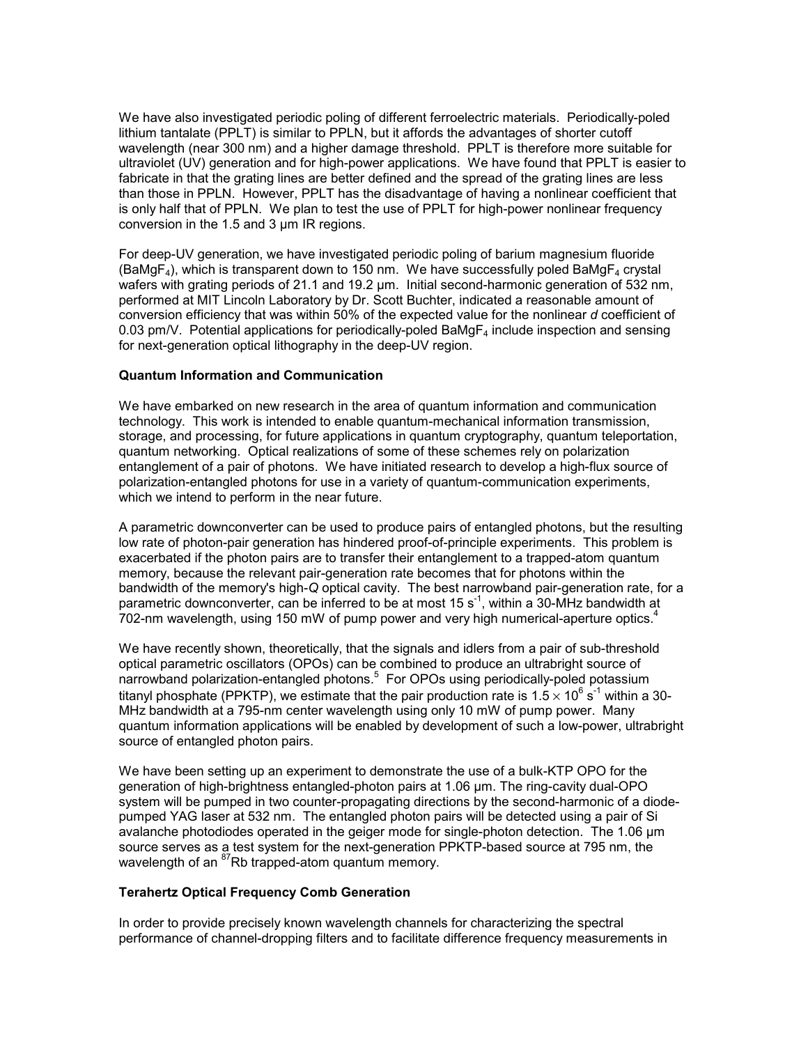We have also investigated periodic poling of different ferroelectric materials. Periodically-poled lithium tantalate (PPLT) is similar to PPLN, but it affords the advantages of shorter cutoff wavelength (near 300 nm) and a higher damage threshold. PPLT is therefore more suitable for ultraviolet (UV) generation and for high-power applications. We have found that PPLT is easier to fabricate in that the grating lines are better defined and the spread of the grating lines are less than those in PPLN. However, PPLT has the disadvantage of having a nonlinear coefficient that is only half that of PPLN. We plan to test the use of PPLT for high-power nonlinear frequency conversion in the 1.5 and 3 μm IR regions.

For deep-UV generation, we have investigated periodic poling of barium magnesium fluoride ($BaMgF_4$), which is transparent down to 150 nm. We have successfully poled $BaMgF_4$ crystal wafers with grating periods of 21.1 and 19.2 μm. Initial second-harmonic generation of 532 nm, performed at MIT Lincoln Laboratory by Dr. Scott Buchter, indicated a reasonable amount of conversion efficiency that was within 50% of the expected value for the nonlinear *d* coefficient of 0.03 pm/V. Potential applications for periodically-poled $BaMgF_4$ include inspection and sensing for next-generation optical lithography in the deep-UV region.

**Quantum Information and Communication**

We have embarked on new research in the area of quantum information and communication technology. This work is intended to enable quantum-mechanical information transmission, storage, and processing, for future applications in quantum cryptography, quantum teleportation, quantum networking. Optical realizations of some of these schemes rely on polarization entanglement of a pair of photons. We have initiated research to develop a high-flux source of polarization-entangled photons for use in a variety of quantum-communication experiments, which we intend to perform in the near future.

A parametric downconverter can be used to produce pairs of entangled photons, but the resulting low rate of photon-pair generation has hindered proof-of-principle experiments. This problem is exacerbated if the photon pairs are to transfer their entanglement to a trapped-atom quantum memory, because the relevant pair-generation rate becomes that for photons within the bandwidth of the memory's high-*Q* optical cavity. The best narrowband pair-generation rate, for a parametric downconverter, can be inferred to be at most 15 $s^{-1}$, within a 30-MHz bandwidth at 702-nm wavelength, using 150 mW of pump power and very high numerical-aperture optics.[4]

We have recently shown, theoretically, that the signals and idlers from a pair of sub-threshold optical parametric oscillators (OPOs) can be combined to produce an ultrabright source of narrowband polarization-entangled photons.[5] For OPOs using periodically-poled potassium titanyl phosphate (PPKTP), we estimate that the pair production rate is $1.5 \times 10^6$ $s^{-1}$ within a 30-MHz bandwidth at a 795-nm center wavelength using only 10 mW of pump power. Many quantum information applications will be enabled by development of such a low-power, ultrabright source of entangled photon pairs.

We have been setting up an experiment to demonstrate the use of a bulk-KTP OPO for the generation of high-brightness entangled-photon pairs at 1.06 μm. The ring-cavity dual-OPO system will be pumped in two counter-propagating directions by the second-harmonic of a diode-pumped YAG laser at 532 nm. The entangled photon pairs will be detected using a pair of Si avalanche photodiodes operated in the geiger mode for single-photon detection. The 1.06 μm source serves as a test system for the next-generation PPKTP-based source at 795 nm, the wavelength of an $^{87}Rb$ trapped-atom quantum memory.

**Terahertz Optical Frequency Comb Generation**

In order to provide precisely known wavelength channels for characterizing the spectral performance of channel-dropping filters and to facilitate difference frequency measurements in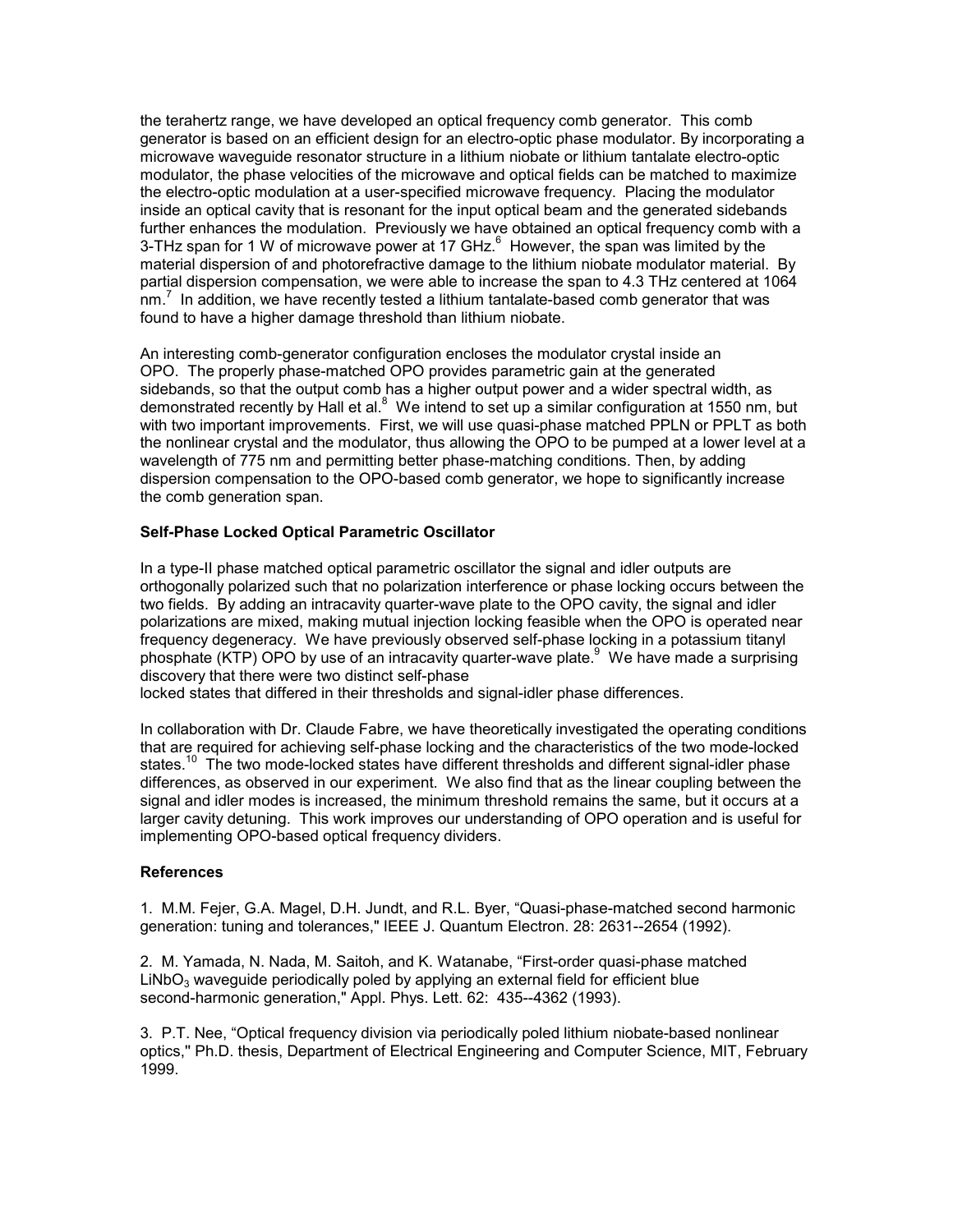the terahertz range, we have developed an optical frequency comb generator. This comb generator is based on an efficient design for an electro-optic phase modulator. By incorporating a microwave waveguide resonator structure in a lithium niobate or lithium tantalate electro-optic modulator, the phase velocities of the microwave and optical fields can be matched to maximize the electro-optic modulation at a user-specified microwave frequency. Placing the modulator inside an optical cavity that is resonant for the input optical beam and the generated sidebands further enhances the modulation. Previously we have obtained an optical frequency comb with a 3-THz span for 1 W of microwave power at 17 GHz.[6] However, the span was limited by the material dispersion of and photorefractive damage to the lithium niobate modulator material. By partial dispersion compensation, we were able to increase the span to 4.3 THz centered at 1064 nm.[7] In addition, we have recently tested a lithium tantalate-based comb generator that was found to have a higher damage threshold than lithium niobate.

An interesting comb-generator configuration encloses the modulator crystal inside an OPO. The properly phase-matched OPO provides parametric gain at the generated sidebands, so that the output comb has a higher output power and a wider spectral width, as demonstrated recently by Hall et al.[8] We intend to set up a similar configuration at 1550 nm, but with two important improvements. First, we will use quasi-phase matched PPLN or PPLT as both the nonlinear crystal and the modulator, thus allowing the OPO to be pumped at a lower level at a wavelength of 775 nm and permitting better phase-matching conditions. Then, by adding dispersion compensation to the OPO-based comb generator, we hope to significantly increase the comb generation span.

**Self-Phase Locked Optical Parametric Oscillator**

In a type-II phase matched optical parametric oscillator the signal and idler outputs are orthogonally polarized such that no polarization interference or phase locking occurs between the two fields. By adding an intracavity quarter-wave plate to the OPO cavity, the signal and idler polarizations are mixed, making mutual injection locking feasible when the OPO is operated near frequency degeneracy. We have previously observed self-phase locking in a potassium titanyl phosphate (KTP) OPO by use of an intracavity quarter-wave plate.[9] We have made a surprising discovery that there were two distinct self-phase locked states that differed in their thresholds and signal-idler phase differences.

In collaboration with Dr. Claude Fabre, we have theoretically investigated the operating conditions that are required for achieving self-phase locking and the characteristics of the two mode-locked states.[10] The two mode-locked states have different thresholds and different signal-idler phase differences, as observed in our experiment. We also find that as the linear coupling between the signal and idler modes is increased, the minimum threshold remains the same, but it occurs at a larger cavity detuning. This work improves our understanding of OPO operation and is useful for implementing OPO-based optical frequency dividers.

**References**

1. M.M. Fejer, G.A. Magel, D.H. Jundt, and R.L. Byer, "Quasi-phase-matched second harmonic generation: tuning and tolerances," IEEE J. Quantum Electron. 28: 2631--2654 (1992).

2. M. Yamada, N. Nada, M. Saitoh, and K. Watanabe, "First-order quasi-phase matched $LiNbO_3$ waveguide periodically poled by applying an external field for efficient blue second-harmonic generation," Appl. Phys. Lett. 62: 435--4362 (1993).

3. P.T. Nee, "Optical frequency division via periodically poled lithium niobate-based nonlinear optics," Ph.D. thesis, Department of Electrical Engineering and Computer Science, MIT, February 1999.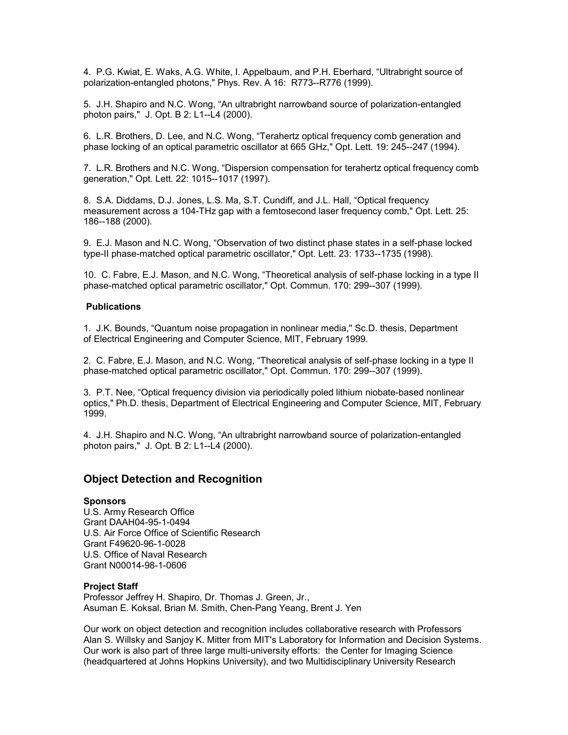4. P.G. Kwiat, E. Waks, A.G. White, I. Appelbaum, and P.H. Eberhard, “Ultrabright source of polarization-entangled photons," Phys. Rev. A 16: R773--R776 (1999).

5. J.H. Shapiro and N.C. Wong, “An ultrabright narrowband source of polarization-entangled photon pairs," J. Opt. B 2: L1--L4 (2000).

6. L.R. Brothers, D. Lee, and N.C. Wong, “Terahertz optical frequency comb generation and phase locking of an optical parametric oscillator at 665 GHz," Opt. Lett. 19: 245--247 (1994).

7. L.R. Brothers and N.C. Wong, “Dispersion compensation for terahertz optical frequency comb generation," Opt. Lett. 22: 1015--1017 (1997).

8. S.A. Diddams, D.J. Jones, L.S. Ma, S.T. Cundiff, and J.L. Hall, “Optical frequency measurement across a 104-THz gap with a femtosecond laser frequency comb," Opt. Lett. 25: 186--188 (2000).

9. E.J. Mason and N.C. Wong, “Observation of two distinct phase states in a self-phase locked type-II phase-matched optical parametric oscillator," Opt. Lett. 23: 1733--1735 (1998).

10. C. Fabre, E.J. Mason, and N.C. Wong, “Theoretical analysis of self-phase locking in a type II phase-matched optical parametric oscillator," Opt. Commun. 170: 299--307 (1999).

**Publications**

1. J.K. Bounds, “Quantum noise propagation in nonlinear media," Sc.D. thesis, Department of Electrical Engineering and Computer Science, MIT, February 1999.

2. C. Fabre, E.J. Mason, and N.C. Wong, “Theoretical analysis of self-phase locking in a type II phase-matched optical parametric oscillator," Opt. Commun. 170: 299--307 (1999).

3. P.T. Nee, “Optical frequency division via periodically poled lithium niobate-based nonlinear optics," Ph.D. thesis, Department of Electrical Engineering and Computer Science, MIT, February 1999.

4. J.H. Shapiro and N.C. Wong, “An ultrabright narrowband source of polarization-entangled photon pairs," J. Opt. B 2: L1--L4 (2000).

## Object Detection and Recognition

**Sponsors**

U.S. Army Research Office
Grant DAAH04-95-1-0494
U.S. Air Force Office of Scientific Research
Grant F49620-96-1-0028
U.S. Office of Naval Research
Grant N00014-98-1-0606

**Project Staff**

Professor Jeffrey H. Shapiro, Dr. Thomas J. Green, Jr., Asuman E. Koksal, Brian M. Smith, Chen-Pang Yeang, Brent J. Yen

Our work on object detection and recognition includes collaborative research with Professors Alan S. Willsky and Sanjoy K. Mitter from MIT's Laboratory for Information and Decision Systems. Our work is also part of three large multi-university efforts: the Center for Imaging Science (headquartered at Johns Hopkins University), and two Multidisciplinary University Research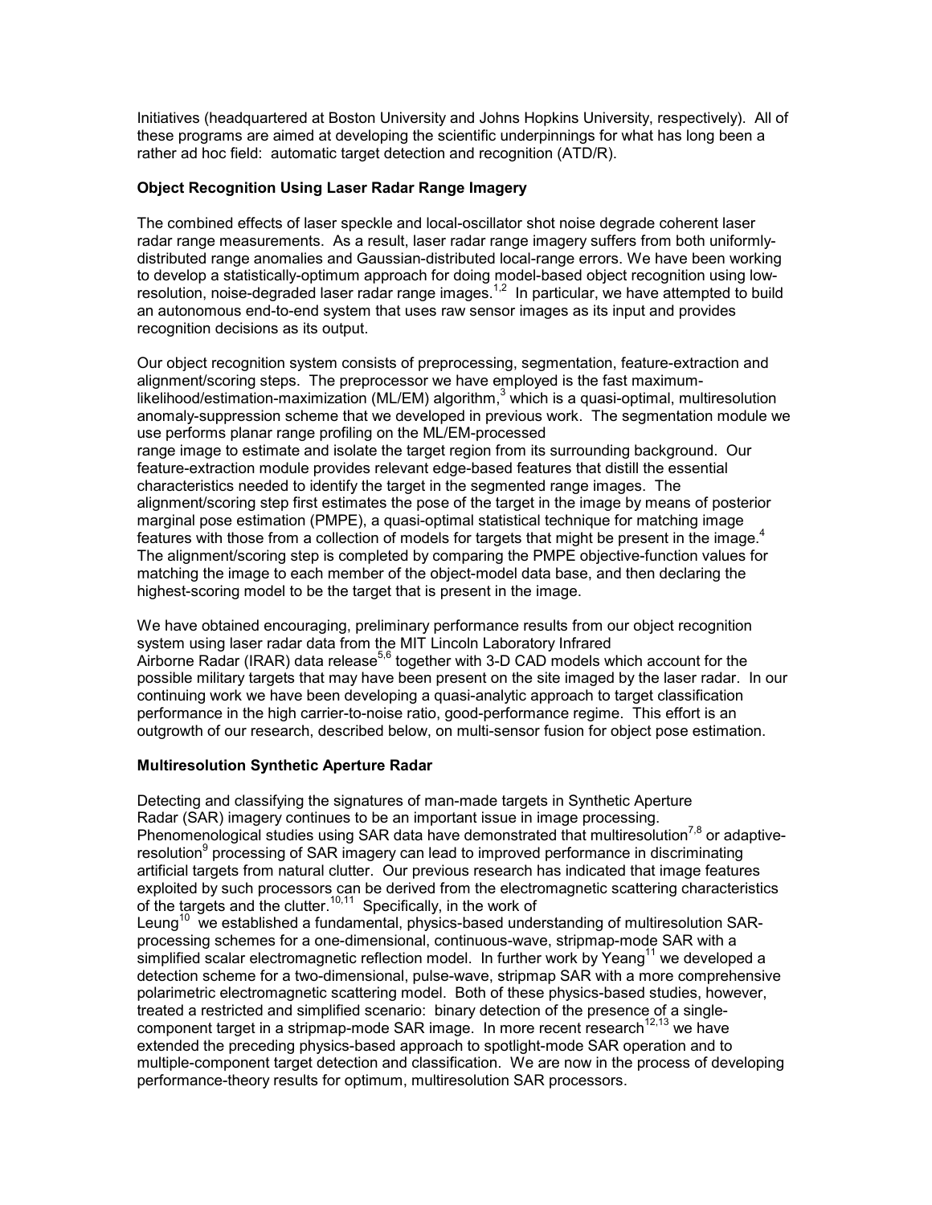Initiatives (headquartered at Boston University and Johns Hopkins University, respectively). All of these programs are aimed at developing the scientific underpinnings for what has long been a rather ad hoc field: automatic target detection and recognition (ATD/R).

**Object Recognition Using Laser Radar Range Imagery**

The combined effects of laser speckle and local-oscillator shot noise degrade coherent laser radar range measurements. As a result, laser radar range imagery suffers from both uniformly-distributed range anomalies and Gaussian-distributed local-range errors. We have been working to develop a statistically-optimum approach for doing model-based object recognition using low-resolution, noise-degraded laser radar range images.[1,2] In particular, we have attempted to build an autonomous end-to-end system that uses raw sensor images as its input and provides recognition decisions as its output.

Our object recognition system consists of preprocessing, segmentation, feature-extraction and alignment/scoring steps. The preprocessor we have employed is the fast maximum-likelihood/estimation-maximization (ML/EM) algorithm,[3] which is a quasi-optimal, multiresolution anomaly-suppression scheme that we developed in previous work. The segmentation module we use performs planar range profiling on the ML/EM-processed range image to estimate and isolate the target region from its surrounding background. Our feature-extraction module provides relevant edge-based features that distill the essential characteristics needed to identify the target in the segmented range images. The alignment/scoring step first estimates the pose of the target in the image by means of posterior marginal pose estimation (PMPE), a quasi-optimal statistical technique for matching image features with those from a collection of models for targets that might be present in the image.[4] The alignment/scoring step is completed by comparing the PMPE objective-function values for matching the image to each member of the object-model data base, and then declaring the highest-scoring model to be the target that is present in the image.

We have obtained encouraging, preliminary performance results from our object recognition system using laser radar data from the MIT Lincoln Laboratory Infrared Airborne Radar (IRAR) data release[5,6] together with 3-D CAD models which account for the possible military targets that may have been present on the site imaged by the laser radar. In our continuing work we have been developing a quasi-analytic approach to target classification performance in the high carrier-to-noise ratio, good-performance regime. This effort is an outgrowth of our research, described below, on multi-sensor fusion for object pose estimation.

**Multiresolution Synthetic Aperture Radar**

Detecting and classifying the signatures of man-made targets in Synthetic Aperture Radar (SAR) imagery continues to be an important issue in image processing. Phenomenological studies using SAR data have demonstrated that multiresolution[7,8] or adaptive-resolution[9] processing of SAR imagery can lead to improved performance in discriminating artificial targets from natural clutter. Our previous research has indicated that image features exploited by such processors can be derived from the electromagnetic scattering characteristics of the targets and the clutter.[10,11] Specifically, in the work of Leung[10] we established a fundamental, physics-based understanding of multiresolution SAR-processing schemes for a one-dimensional, continuous-wave, stripmap-mode SAR with a simplified scalar electromagnetic reflection model. In further work by Yeang[11] we developed a detection scheme for a two-dimensional, pulse-wave, stripmap SAR with a more comprehensive polarimetric electromagnetic scattering model. Both of these physics-based studies, however, treated a restricted and simplified scenario: binary detection of the presence of a single-component target in a stripmap-mode SAR image. In more recent research[12,13] we have extended the preceding physics-based approach to spotlight-mode SAR operation and to multiple-component target detection and classification. We are now in the process of developing performance-theory results for optimum, multiresolution SAR processors.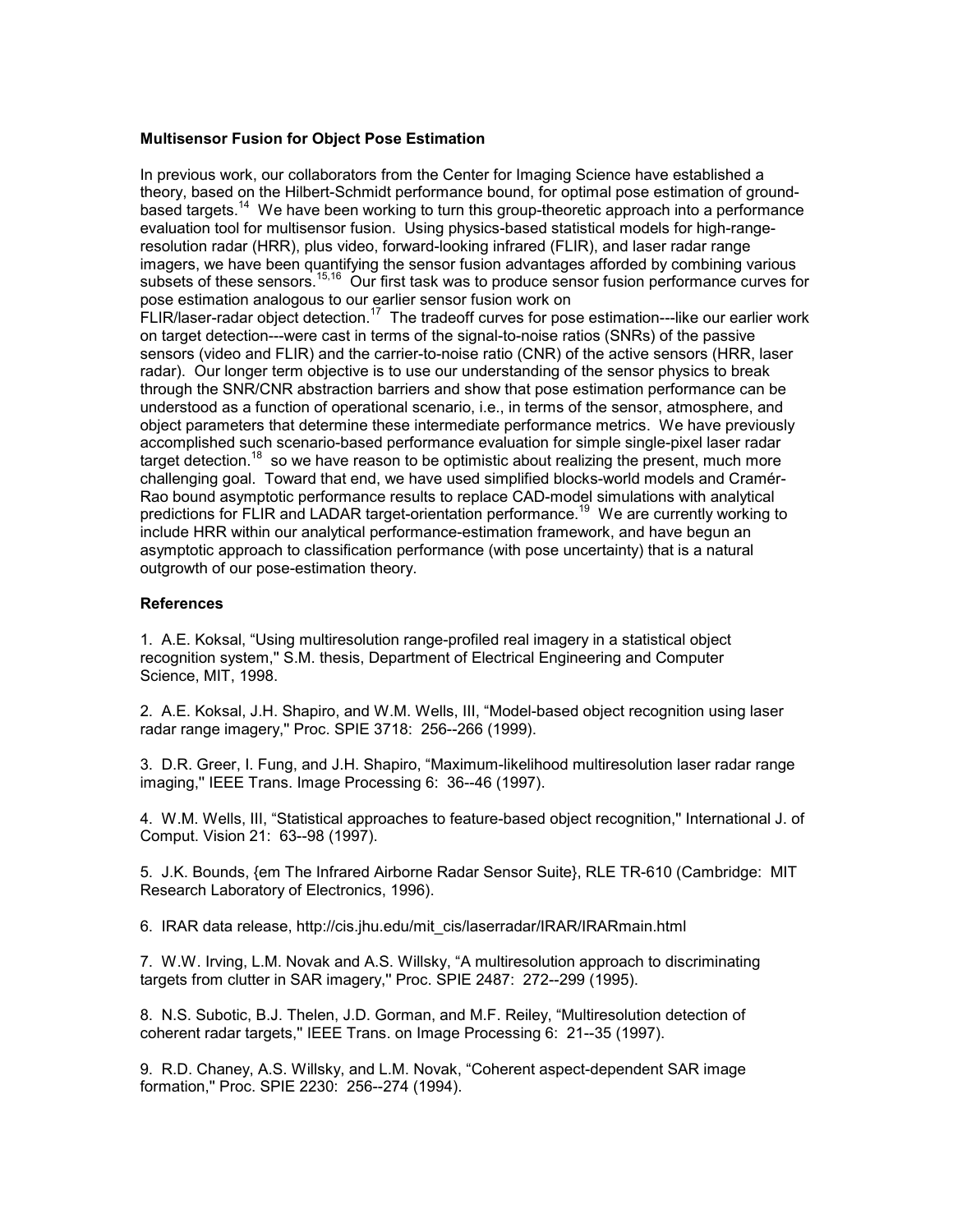**Multisensor Fusion for Object Pose Estimation**

In previous work, our collaborators from the Center for Imaging Science have established a theory, based on the Hilbert-Schmidt performance bound, for optimal pose estimation of ground-based targets.[14] We have been working to turn this group-theoretic approach into a performance evaluation tool for multisensor fusion. Using physics-based statistical models for high-range-resolution radar (HRR), plus video, forward-looking infrared (FLIR), and laser radar range imagers, we have been quantifying the sensor fusion advantages afforded by combining various subsets of these sensors.[15,16] Our first task was to produce sensor fusion performance curves for pose estimation analogous to our earlier sensor fusion work on FLIR/laser-radar object detection.[17] The tradeoff curves for pose estimation---like our earlier work on target detection---were cast in terms of the signal-to-noise ratios (SNRs) of the passive sensors (video and FLIR) and the carrier-to-noise ratio (CNR) of the active sensors (HRR, laser radar). Our longer term objective is to use our understanding of the sensor physics to break through the SNR/CNR abstraction barriers and show that pose estimation performance can be understood as a function of operational scenario, i.e., in terms of the sensor, atmosphere, and object parameters that determine these intermediate performance metrics. We have previously accomplished such scenario-based performance evaluation for simple single-pixel laser radar target detection.[18] so we have reason to be optimistic about realizing the present, much more challenging goal. Toward that end, we have used simplified blocks-world models and Cramér-Rao bound asymptotic performance results to replace CAD-model simulations with analytical predictions for FLIR and LADAR target-orientation performance.[19] We are currently working to include HRR within our analytical performance-estimation framework, and have begun an asymptotic approach to classification performance (with pose uncertainty) that is a natural outgrowth of our pose-estimation theory.

**References**

1. A.E. Koksal, "Using multiresolution range-profiled real imagery in a statistical object recognition system,'' S.M. thesis, Department of Electrical Engineering and Computer Science, MIT, 1998.

2. A.E. Koksal, J.H. Shapiro, and W.M. Wells, III, "Model-based object recognition using laser radar range imagery,'' Proc. SPIE 3718: 256--266 (1999).

3. D.R. Greer, I. Fung, and J.H. Shapiro, "Maximum-likelihood multiresolution laser radar range imaging,'' IEEE Trans. Image Processing 6: 36--46 (1997).

4. W.M. Wells, III, "Statistical approaches to feature-based object recognition,'' International J. of Comput. Vision 21: 63--98 (1997).

5. J.K. Bounds, {em The Infrared Airborne Radar Sensor Suite}, RLE TR-610 (Cambridge: MIT Research Laboratory of Electronics, 1996).

6. IRAR data release, http://cis.jhu.edu/mit_cis/laserradar/IRAR/IRARmain.html

7. W.W. Irving, L.M. Novak and A.S. Willsky, "A multiresolution approach to discriminating targets from clutter in SAR imagery,'' Proc. SPIE 2487: 272--299 (1995).

8. N.S. Subotic, B.J. Thelen, J.D. Gorman, and M.F. Reiley, "Multiresolution detection of coherent radar targets,'' IEEE Trans. on Image Processing 6: 21--35 (1997).

9. R.D. Chaney, A.S. Willsky, and L.M. Novak, "Coherent aspect-dependent SAR image formation,'' Proc. SPIE 2230: 256--274 (1994).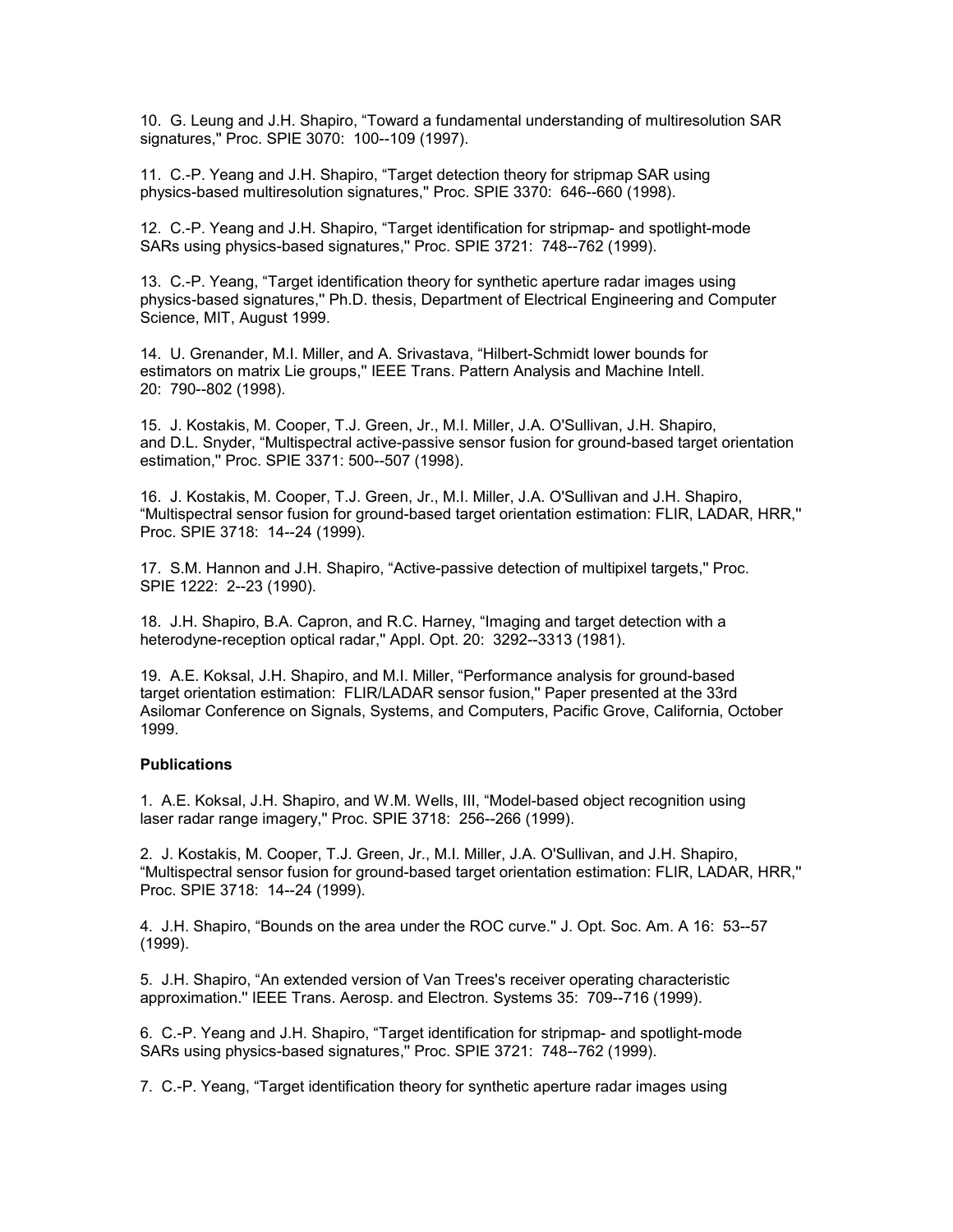10. G. Leung and J.H. Shapiro, "Toward a fundamental understanding of multiresolution SAR signatures,'' Proc. SPIE 3070: 100--109 (1997).

11. C.-P. Yeang and J.H. Shapiro, "Target detection theory for stripmap SAR using physics-based multiresolution signatures,'' Proc. SPIE 3370: 646--660 (1998).

12. C.-P. Yeang and J.H. Shapiro, "Target identification for stripmap- and spotlight-mode SARs using physics-based signatures,'' Proc. SPIE 3721: 748--762 (1999).

13. C.-P. Yeang, "Target identification theory for synthetic aperture radar images using physics-based signatures,'' Ph.D. thesis, Department of Electrical Engineering and Computer Science, MIT, August 1999.

14. U. Grenander, M.I. Miller, and A. Srivastava, "Hilbert-Schmidt lower bounds for estimators on matrix Lie groups,'' IEEE Trans. Pattern Analysis and Machine Intell. 20: 790--802 (1998).

15. J. Kostakis, M. Cooper, T.J. Green, Jr., M.I. Miller, J.A. O'Sullivan, J.H. Shapiro, and D.L. Snyder, "Multispectral active-passive sensor fusion for ground-based target orientation estimation,'' Proc. SPIE 3371: 500--507 (1998).

16. J. Kostakis, M. Cooper, T.J. Green, Jr., M.I. Miller, J.A. O'Sullivan and J.H. Shapiro, "Multispectral sensor fusion for ground-based target orientation estimation: FLIR, LADAR, HRR,'' Proc. SPIE 3718: 14--24 (1999).

17. S.M. Hannon and J.H. Shapiro, "Active-passive detection of multipixel targets,'' Proc. SPIE 1222: 2--23 (1990).

18. J.H. Shapiro, B.A. Capron, and R.C. Harney, "Imaging and target detection with a heterodyne-reception optical radar,'' Appl. Opt. 20: 3292--3313 (1981).

19. A.E. Koksal, J.H. Shapiro, and M.I. Miller, "Performance analysis for ground-based target orientation estimation: FLIR/LADAR sensor fusion,'' Paper presented at the 33rd Asilomar Conference on Signals, Systems, and Computers, Pacific Grove, California, October 1999.

**Publications**

1. A.E. Koksal, J.H. Shapiro, and W.M. Wells, III, "Model-based object recognition using laser radar range imagery,'' Proc. SPIE 3718: 256--266 (1999).

2. J. Kostakis, M. Cooper, T.J. Green, Jr., M.I. Miller, J.A. O'Sullivan, and J.H. Shapiro, "Multispectral sensor fusion for ground-based target orientation estimation: FLIR, LADAR, HRR,'' Proc. SPIE 3718: 14--24 (1999).

4. J.H. Shapiro, "Bounds on the area under the ROC curve.'' J. Opt. Soc. Am. A 16: 53--57 (1999).

5. J.H. Shapiro, "An extended version of Van Trees's receiver operating characteristic approximation.'' IEEE Trans. Aerosp. and Electron. Systems 35: 709--716 (1999).

6. C.-P. Yeang and J.H. Shapiro, "Target identification for stripmap- and spotlight-mode SARs using physics-based signatures,'' Proc. SPIE 3721: 748--762 (1999).

7. C.-P. Yeang, "Target identification theory for synthetic aperture radar images using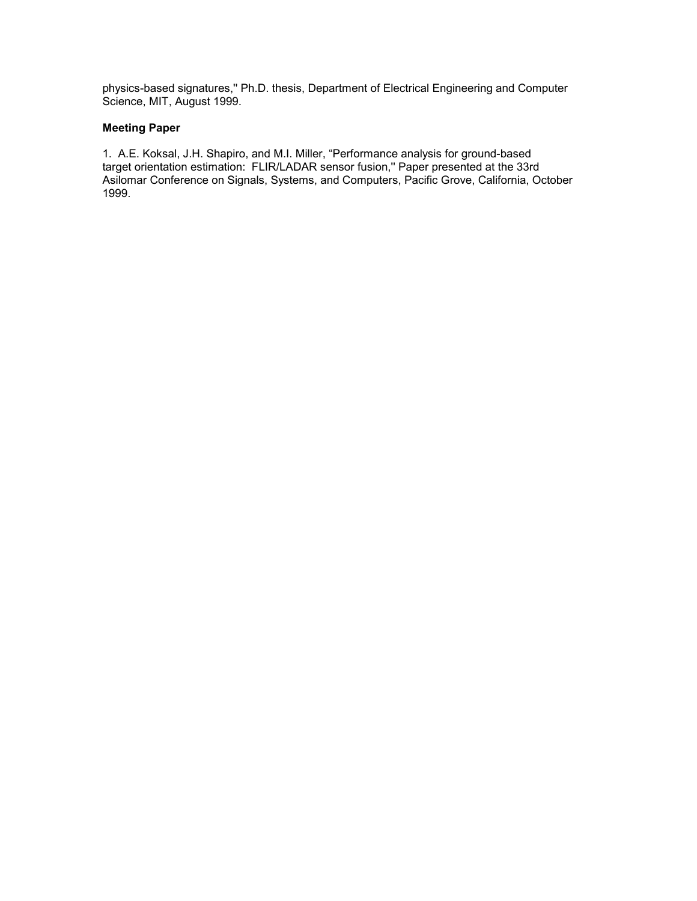physics-based signatures,'' Ph.D. thesis, Department of Electrical Engineering and Computer Science, MIT, August 1999.

**Meeting Paper**

1. A.E. Koksal, J.H. Shapiro, and M.I. Miller, "Performance analysis for ground-based target orientation estimation: FLIR/LADAR sensor fusion,'' Paper presented at the 33rd Asilomar Conference on Signals, Systems, and Computers, Pacific Grove, California, October 1999.